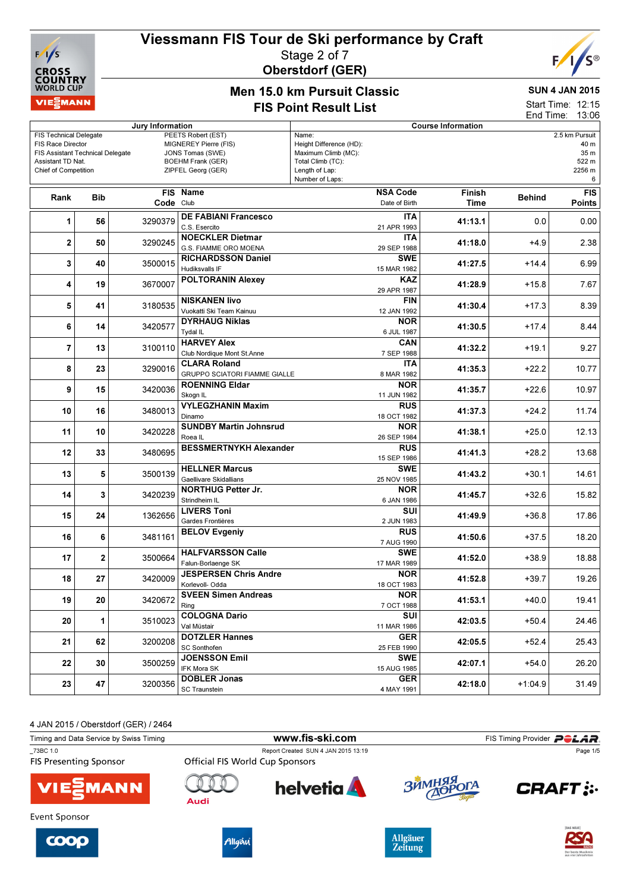# Viessmann FIS Tour de Ski performance by Craft

Stage 2 of 7

Oberstdorf (GER)

## Men 15.0 km Pursuit Classic

## FIS Point Result List

**SUN 4 JAN 2015**

Start Time: 12:15

End Time: 13:06

| Jury Information | |
|---|---|
| FIS Technical Delegate | PEETS Robert (EST) |
| FIS Race Director | MIGNEREY Pierre (FIS) |
| FIS Assistant Technical Delegate | JONS Tomas (SWE) |
| Assistant TD Nat. | BOEHM Frank (GER) |
| Chief of Competition | ZIPFEL Georg (GER) |

| Course Information | |
|---|---|
| Name: | 2.5 km Pursuit |
| Height Difference (HD): | 40 m |
| Maximum Climb (MC): | 35 m |
| Total Climb (TC): | 522 m |
| Length of Lap: | 2256 m |
| Number of Laps: | 6 |

| Rank | Bib | FIS Code | Name / Club | NSA Code / Date of Birth | Finish Time | Behind | FIS Points |
|---|---|---|---|---|---|---|---|
| 1 | 56 | 3290379 | DE FABIANI Francesco / C.S. Esercito | ITA / 21 APR 1993 | 41:13.1 | 0.0 | 0.00 |
| 2 | 50 | 3290245 | NOECKLER Dietmar / G.S. FIAMME ORO MOENA | ITA / 29 SEP 1988 | 41:18.0 | +4.9 | 2.38 |
| 3 | 40 | 3500015 | RICHARDSSON Daniel / Hudiksvalls IF | SWE / 15 MAR 1982 | 41:27.5 | +14.4 | 6.99 |
| 4 | 19 | 3670007 | POLTORANIN Alexey | KAZ / 29 APR 1987 | 41:28.9 | +15.8 | 7.67 |
| 5 | 41 | 3180535 | NISKANEN Iivo / Vuokatti Ski Team Kainuu | FIN / 12 JAN 1992 | 41:30.4 | +17.3 | 8.39 |
| 6 | 14 | 3420577 | DYRHAUG Niklas / Tydal IL | NOR / 6 JUL 1987 | 41:30.5 | +17.4 | 8.44 |
| 7 | 13 | 3100110 | HARVEY Alex / Club Nordique Mont St.Anne | CAN / 7 SEP 1988 | 41:32.2 | +19.1 | 9.27 |
| 8 | 23 | 3290016 | CLARA Roland / GRUPPO SCIATORI FIAMME GIALLE | ITA / 8 MAR 1982 | 41:35.3 | +22.2 | 10.77 |
| 9 | 15 | 3420036 | ROENNING Eldar / Skogn IL | NOR / 11 JUN 1982 | 41:35.7 | +22.6 | 10.97 |
| 10 | 16 | 3480013 | VYLEGZHANIN Maxim / Dinamo | RUS / 18 OCT 1982 | 41:37.3 | +24.2 | 11.74 |
| 11 | 10 | 3420228 | SUNDBY Martin Johnsrud / Roea IL | NOR / 26 SEP 1984 | 41:38.1 | +25.0 | 12.13 |
| 12 | 33 | 3480695 | BESSMERTNYKH Alexander | RUS / 15 SEP 1986 | 41:41.3 | +28.2 | 13.68 |
| 13 | 5 | 3500139 | HELLNER Marcus / Gaellivare Skidallians | SWE / 25 NOV 1985 | 41:43.2 | +30.1 | 14.61 |
| 14 | 3 | 3420239 | NORTHUG Petter Jr. / Strindheim IL | NOR / 6 JAN 1986 | 41:45.7 | +32.6 | 15.82 |
| 15 | 24 | 1362656 | LIVERS Toni / Gardes Frontières | SUI / 2 JUN 1983 | 41:49.9 | +36.8 | 17.86 |
| 16 | 6 | 3481161 | BELOV Evgeniy | RUS / 7 AUG 1990 | 41:50.6 | +37.5 | 18.20 |
| 17 | 2 | 3500664 | HALFVARSSON Calle / Falun-Borlaenge SK | SWE / 17 MAR 1989 | 41:52.0 | +38.9 | 18.88 |
| 18 | 27 | 3420009 | JESPERSEN Chris Andre / Korlevoll- Odda | NOR / 18 OCT 1983 | 41:52.8 | +39.7 | 19.26 |
| 19 | 20 | 3420672 | SVEEN Simen Andreas / Ring | NOR / 7 OCT 1988 | 41:53.1 | +40.0 | 19.41 |
| 20 | 1 | 3510023 | COLOGNA Dario / Val Müstair | SUI / 11 MAR 1986 | 42:03.5 | +50.4 | 24.46 |
| 21 | 62 | 3200208 | DOTZLER Hannes / SC Sonthofen | GER / 25 FEB 1990 | 42:05.5 | +52.4 | 25.43 |
| 22 | 30 | 3500259 | JOENSSON Emil / IFK Mora SK | SWE / 15 AUG 1985 | 42:07.1 | +54.0 | 26.20 |
| 23 | 47 | 3200356 | DOBLER Jonas / SC Traunstein | GER / 4 MAY 1991 | 42:18.0 | +1:04.9 | 31.49 |

4 JAN 2015 / Oberstdorf (GER) / 2464

Timing and Data Service by Swiss Timing — www.fis-ski.com — FIS Timing Provider POLAR

_73BC 1.0 — Report Created SUN 4 JAN 2015 13:19

FIS Presenting Sponsor — Official FIS World Cup Sponsors

Event Sponsor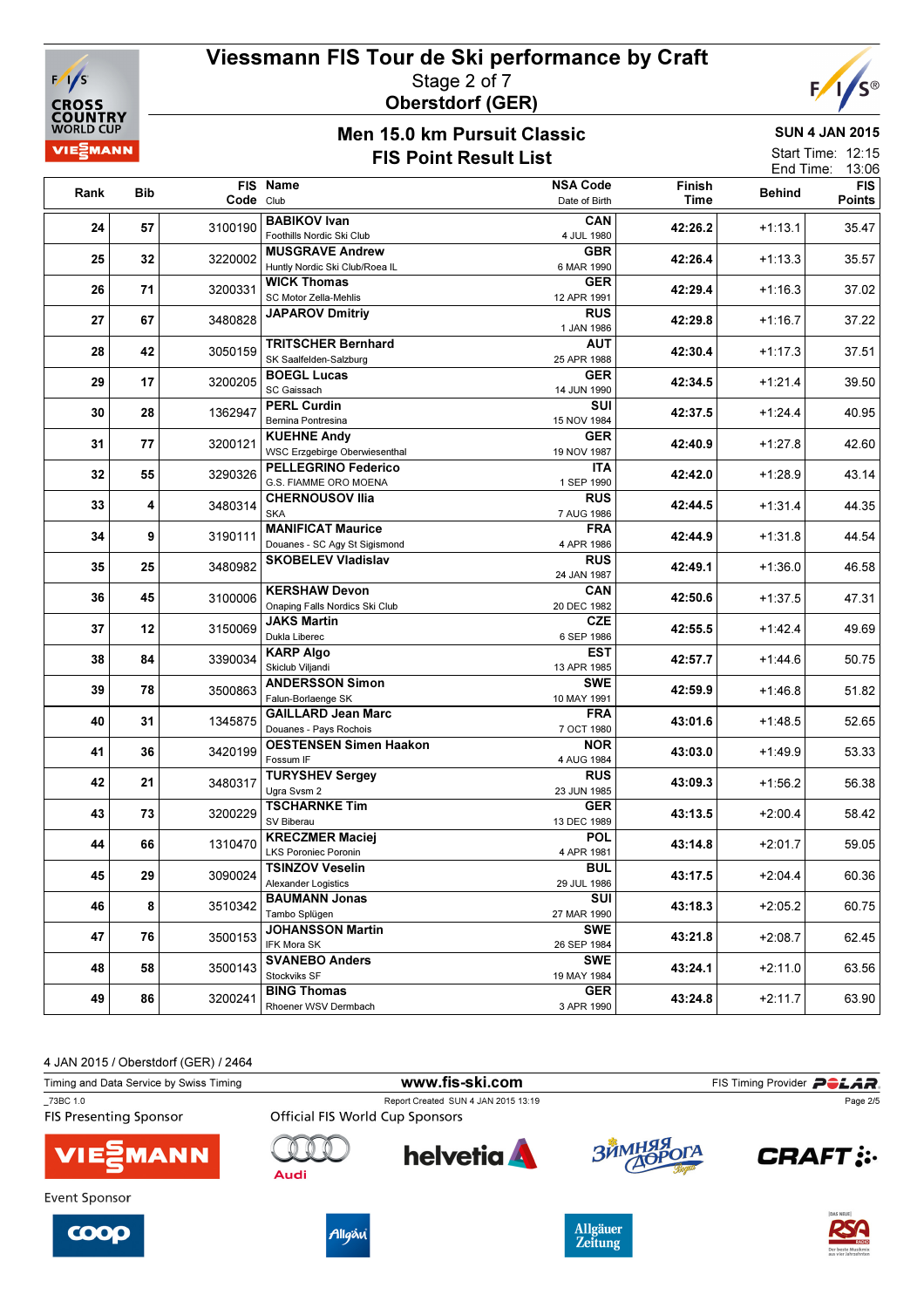# Viessmann FIS Tour de Ski performance by Craft

Stage 2 of 7

Oberstdorf (GER)

## Men 15.0 km Pursuit Classic

## FIS Point Result List

SUN 4 JAN 2015

Start Time: 12:15

End Time: 13:06

| Rank | Bib | FIS Code | Name / Club | NSA Code / Date of Birth | Finish Time | Behind | FIS Points |
|---|---|---|---|---|---|---|---|
| 24 | 57 | 3100190 | **BABIKOV Ivan** Foothills Nordic Ski Club | **CAN** 4 JUL 1980 | 42:26.2 | +1:13.1 | 35.47 |
| 25 | 32 | 3220002 | **MUSGRAVE Andrew** Huntly Nordic Ski Club/Roea IL | **GBR** 6 MAR 1990 | 42:26.4 | +1:13.3 | 35.57 |
| 26 | 71 | 3200331 | **WICK Thomas** SC Motor Zella-Mehlis | **GER** 12 APR 1991 | 42:29.4 | +1:16.3 | 37.02 |
| 27 | 67 | 3480828 | **JAPAROV Dmitriy** | **RUS** 1 JAN 1986 | 42:29.8 | +1:16.7 | 37.22 |
| 28 | 42 | 3050159 | **TRITSCHER Bernhard** SK Saalfelden-Salzburg | **AUT** 25 APR 1988 | 42:30.4 | +1:17.3 | 37.51 |
| 29 | 17 | 3200205 | **BOEGL Lucas** SC Gaissach | **GER** 14 JUN 1990 | 42:34.5 | +1:21.4 | 39.50 |
| 30 | 28 | 1362947 | **PERL Curdin** Bernina Pontresina | **SUI** 15 NOV 1984 | 42:37.5 | +1:24.4 | 40.95 |
| 31 | 77 | 3200121 | **KUEHNE Andy** WSC Erzgebirge Oberwiesenthal | **GER** 19 NOV 1987 | 42:40.9 | +1:27.8 | 42.60 |
| 32 | 55 | 3290326 | **PELLEGRINO Federico** G.S. FIAMME ORO MOENA | **ITA** 1 SEP 1990 | 42:42.0 | +1:28.9 | 43.14 |
| 33 | 4 | 3480314 | **CHERNOUSOV Ilia** SKA | **RUS** 7 AUG 1986 | 42:44.5 | +1:31.4 | 44.35 |
| 34 | 9 | 3190111 | **MANIFICAT Maurice** Douanes - SC Agy St Sigismond | **FRA** 4 APR 1986 | 42:44.9 | +1:31.8 | 44.54 |
| 35 | 25 | 3480982 | **SKOBELEV Vladislav** | **RUS** 24 JAN 1987 | 42:49.1 | +1:36.0 | 46.58 |
| 36 | 45 | 3100006 | **KERSHAW Devon** Onaping Falls Nordics Ski Club | **CAN** 20 DEC 1982 | 42:50.6 | +1:37.5 | 47.31 |
| 37 | 12 | 3150069 | **JAKS Martin** Dukla Liberec | **CZE** 6 SEP 1986 | 42:55.5 | +1:42.4 | 49.69 |
| 38 | 84 | 3390034 | **KARP Algo** Skiclub Viljandi | **EST** 13 APR 1985 | 42:57.7 | +1:44.6 | 50.75 |
| 39 | 78 | 3500863 | **ANDERSSON Simon** Falun-Borlaenge SK | **SWE** 10 MAY 1991 | 42:59.9 | +1:46.8 | 51.82 |
| 40 | 31 | 1345875 | **GAILLARD Jean Marc** Douanes - Pays Rochois | **FRA** 7 OCT 1980 | 43:01.6 | +1:48.5 | 52.65 |
| 41 | 36 | 3420199 | **OESTENSEN Simen Haakon** Fossum IF | **NOR** 4 AUG 1984 | 43:03.0 | +1:49.9 | 53.33 |
| 42 | 21 | 3480317 | **TURYSHEV Sergey** Ugra Svsm 2 | **RUS** 23 JUN 1985 | 43:09.3 | +1:56.2 | 56.38 |
| 43 | 73 | 3200229 | **TSCHARNKE Tim** SV Biberau | **GER** 13 DEC 1989 | 43:13.5 | +2:00.4 | 58.42 |
| 44 | 66 | 1310470 | **KRECZMER Maciej** LKS Poroniec Poronin | **POL** 4 APR 1981 | 43:14.8 | +2:01.7 | 59.05 |
| 45 | 29 | 3090024 | **TSINZOV Veselin** Alexander Logistics | **BUL** 29 JUL 1986 | 43:17.5 | +2:04.4 | 60.36 |
| 46 | 8 | 3510342 | **BAUMANN Jonas** Tambo Splügen | **SUI** 27 MAR 1990 | 43:18.3 | +2:05.2 | 60.75 |
| 47 | 76 | 3500153 | **JOHANSSON Martin** IFK Mora SK | **SWE** 26 SEP 1984 | 43:21.8 | +2:08.7 | 62.45 |
| 48 | 58 | 3500143 | **SVANEBO Anders** Stockviks SF | **SWE** 19 MAY 1984 | 43:24.1 | +2:11.0 | 63.56 |
| 49 | 86 | 3200241 | **BING Thomas** Rhoener WSV Dermbach | **GER** 3 APR 1990 | 43:24.8 | +2:11.7 | 63.90 |

4 JAN 2015 / Oberstdorf (GER) / 2464

Timing and Data Service by Swiss Timing — www.fis-ski.com — FIS Timing Provider POLAR

_73BC 1.0 — Report Created SUN 4 JAN 2015 13:19

FIS Presenting Sponsor: VIESSMANN

Official FIS World Cup Sponsors: Audi, helvetia, Зимняя Дорога, CRAFT

Event Sponsor: coop, Allgäu, Allgäuer Zeitung, RSA Radio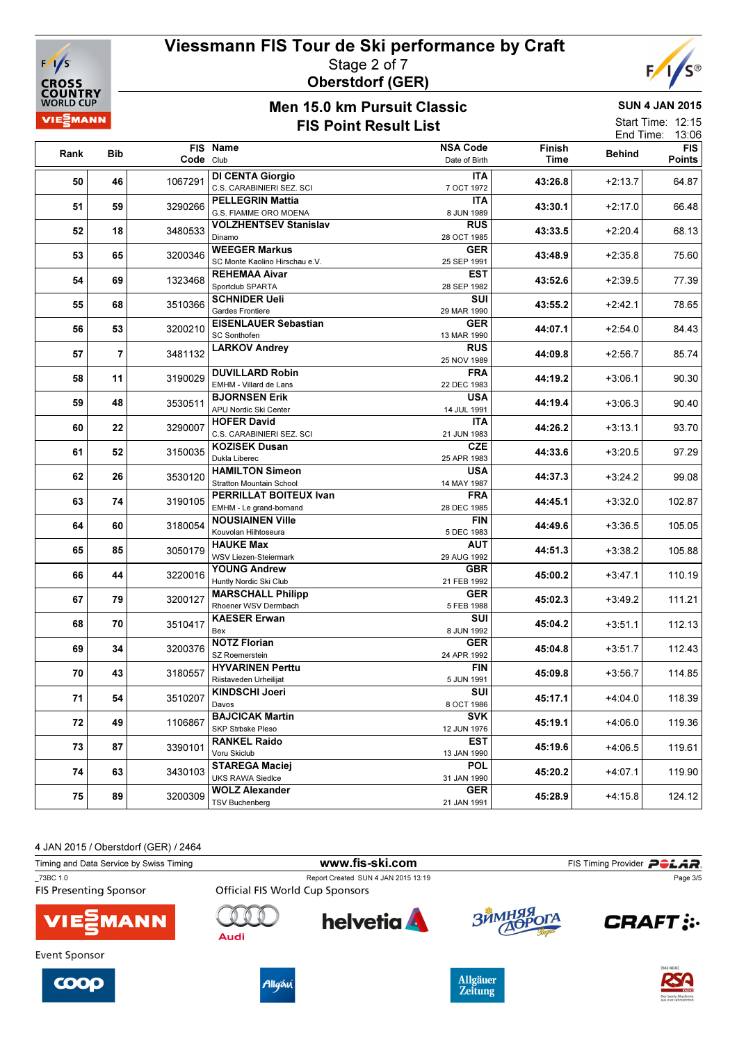# Viessmann FIS Tour de Ski performance by Craft

Stage 2 of 7

**Oberstdorf (GER)**

## Men 15.0 km Pursuit Classic

## FIS Point Result List

**SUN 4 JAN 2015**

Start Time: 12:15
End Time: 13:06

| Rank | Bib | FIS Code | Name / Club | NSA Code / Date of Birth | Finish Time | Behind | FIS Points |
|---|---|---|---|---|---|---|---|
| 50 | 46 | 1067291 | **DI CENTA Giorgio** C.S. CARABINIERI SEZ. SCI | **ITA** 7 OCT 1972 | **43:26.8** | +2:13.7 | 64.87 |
| 51 | 59 | 3290266 | **PELLEGRIN Mattia** G.S. FIAMME ORO MOENA | **ITA** 8 JUN 1989 | **43:30.1** | +2:17.0 | 66.48 |
| 52 | 18 | 3480533 | **VOLZHENTSEV Stanislav** Dinamo | **RUS** 28 OCT 1985 | **43:33.5** | +2:20.4 | 68.13 |
| 53 | 65 | 3200346 | **WEEGER Markus** SC Monte Kaolino Hirschau e.V. | **GER** 25 SEP 1991 | **43:48.9** | +2:35.8 | 75.60 |
| 54 | 69 | 1323468 | **REHEMAA Aivar** Sportclub SPARTA | **EST** 28 SEP 1982 | **43:52.6** | +2:39.5 | 77.39 |
| 55 | 68 | 3510366 | **SCHNIDER Ueli** Gardes Frontiere | **SUI** 29 MAR 1990 | **43:55.2** | +2:42.1 | 78.65 |
| 56 | 53 | 3200210 | **EISENLAUER Sebastian** SC Sonthofen | **GER** 13 MAR 1990 | **44:07.1** | +2:54.0 | 84.43 |
| 57 | 7 | 3481132 | **LARKOV Andrey** | **RUS** 25 NOV 1989 | **44:09.8** | +2:56.7 | 85.74 |
| 58 | 11 | 3190029 | **DUVILLARD Robin** EMHM - Villard de Lans | **FRA** 22 DEC 1983 | **44:19.2** | +3:06.1 | 90.30 |
| 59 | 48 | 3530511 | **BJORNSEN Erik** APU Nordic Ski Center | **USA** 14 JUL 1991 | **44:19.4** | +3:06.3 | 90.40 |
| 60 | 22 | 3290007 | **HOFER David** C.S. CARABINIERI SEZ. SCI | **ITA** 21 JUN 1983 | **44:26.2** | +3:13.1 | 93.70 |
| 61 | 52 | 3150035 | **KOZISEK Dusan** Dukla Liberec | **CZE** 25 APR 1983 | **44:33.6** | +3:20.5 | 97.29 |
| 62 | 26 | 3530120 | **HAMILTON Simeon** Stratton Mountain School | **USA** 14 MAY 1987 | **44:37.3** | +3:24.2 | 99.08 |
| 63 | 74 | 3190105 | **PERRILLAT BOITEUX Ivan** EMHM - Le grand-bornand | **FRA** 28 DEC 1985 | **44:45.1** | +3:32.0 | 102.87 |
| 64 | 60 | 3180054 | **NOUSIAINEN Ville** Kouvolan Hiihtoseura | **FIN** 5 DEC 1983 | **44:49.6** | +3:36.5 | 105.05 |
| 65 | 85 | 3050179 | **HAUKE Max** WSV Liezen-Steiermark | **AUT** 29 AUG 1992 | **44:51.3** | +3:38.2 | 105.88 |
| 66 | 44 | 3220016 | **YOUNG Andrew** Huntly Nordic Ski Club | **GBR** 21 FEB 1992 | **45:00.2** | +3:47.1 | 110.19 |
| 67 | 79 | 3200127 | **MARSCHALL Philipp** Rhoener WSV Dermbach | **GER** 5 FEB 1988 | **45:02.3** | +3:49.2 | 111.21 |
| 68 | 70 | 3510417 | **KAESER Erwan** Bex | **SUI** 8 JUN 1992 | **45:04.2** | +3:51.1 | 112.13 |
| 69 | 34 | 3200376 | **NOTZ Florian** SZ Roemerstein | **GER** 24 APR 1992 | **45:04.8** | +3:51.7 | 112.43 |
| 70 | 43 | 3180557 | **HYVARINEN Perttu** Riistaveden Urheilijat | **FIN** 5 JUN 1991 | **45:09.8** | +3:56.7 | 114.85 |
| 71 | 54 | 3510207 | **KINDSCHI Joeri** Davos | **SUI** 8 OCT 1986 | **45:17.1** | +4:04.0 | 118.39 |
| 72 | 49 | 1106867 | **BAJCICAK Martin** SKP Strbske Pleso | **SVK** 12 JUN 1976 | **45:19.1** | +4:06.0 | 119.36 |
| 73 | 87 | 3390101 | **RANKEL Raido** Voru Skiclub | **EST** 13 JAN 1990 | **45:19.6** | +4:06.5 | 119.61 |
| 74 | 63 | 3430103 | **STAREGA Maciej** UKS RAWA Siedlce | **POL** 31 JAN 1990 | **45:20.2** | +4:07.1 | 119.90 |
| 75 | 89 | 3200309 | **WOLZ Alexander** TSV Buchenberg | **GER** 21 JAN 1991 | **45:28.9** | +4:15.8 | 124.12 |

4 JAN 2015 / Oberstdorf (GER) / 2464

Timing and Data Service by Swiss Timing — www.fis-ski.com — FIS Timing Provider POLAR

_73BC 1.0 — Report Created SUN 4 JAN 2015 13:19

FIS Presenting Sponsor — Official FIS World Cup Sponsors

Event Sponsor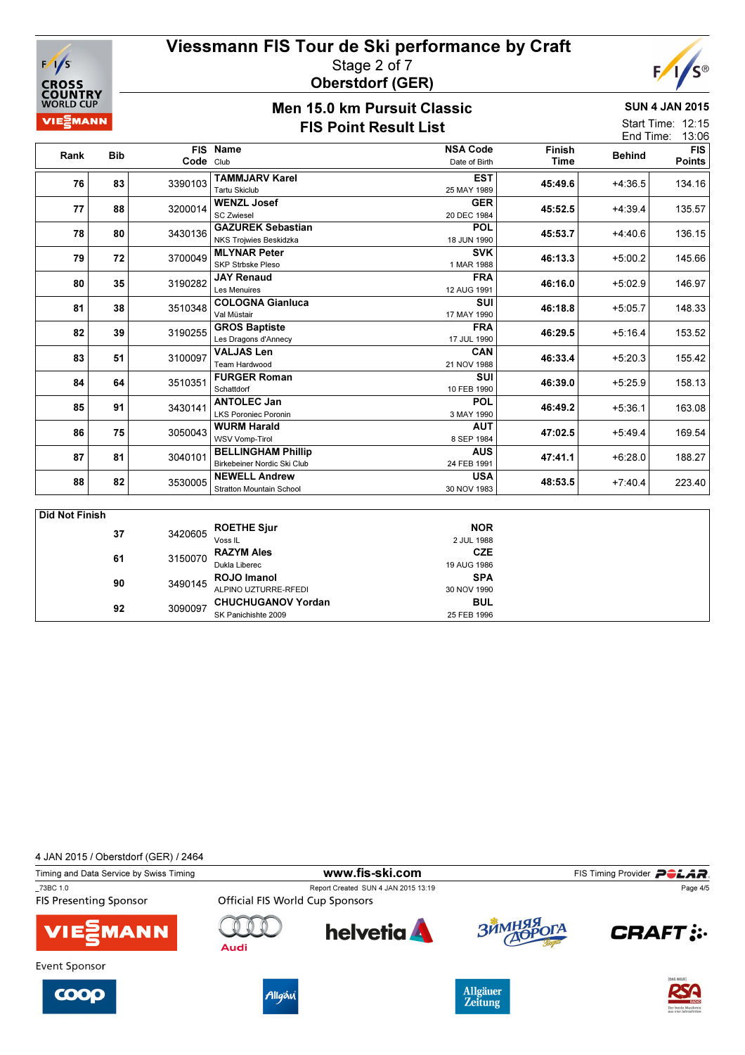# Viessmann FIS Tour de Ski performance by Craft

Stage 2 of 7

**Oberstdorf (GER)**

## Men 15.0 km Pursuit Classic

**FIS Point Result List**

**SUN 4 JAN 2015**

Start Time: 12:15
End Time: 13:06

| Rank | Bib | FIS Code | Name / Club | NSA Code / Date of Birth | Finish Time | Behind | FIS Points |
|---|---|---|---|---|---|---|---|
| 76 | 83 | 3390103 | **TAMMJARV Karel** Tartu Skiclub | **EST** 25 MAY 1989 | 45:49.6 | +4:36.5 | 134.16 |
| 77 | 88 | 3200014 | **WENZL Josef** SC Zwiesel | **GER** 20 DEC 1984 | 45:52.5 | +4:39.4 | 135.57 |
| 78 | 80 | 3430136 | **GAZUREK Sebastian** NKS Trojwies Beskidzka | **POL** 18 JUN 1990 | 45:53.7 | +4:40.6 | 136.15 |
| 79 | 72 | 3700049 | **MLYNAR Peter** SKP Strbske Pleso | **SVK** 1 MAR 1988 | 46:13.3 | +5:00.2 | 145.66 |
| 80 | 35 | 3190282 | **JAY Renaud** Les Menuires | **FRA** 12 AUG 1991 | 46:16.0 | +5:02.9 | 146.97 |
| 81 | 38 | 3510348 | **COLOGNA Gianluca** Val Müstair | **SUI** 17 MAY 1990 | 46:18.8 | +5:05.7 | 148.33 |
| 82 | 39 | 3190255 | **GROS Baptiste** Les Dragons d'Annecy | **FRA** 17 JUL 1990 | 46:29.5 | +5:16.4 | 153.52 |
| 83 | 51 | 3100097 | **VALJAS Len** Team Hardwood | **CAN** 21 NOV 1988 | 46:33.4 | +5:20.3 | 155.42 |
| 84 | 64 | 3510351 | **FURGER Roman** Schattdorf | **SUI** 10 FEB 1990 | 46:39.0 | +5:25.9 | 158.13 |
| 85 | 91 | 3430141 | **ANTOLEC Jan** LKS Poroniec Poronin | **POL** 3 MAY 1990 | 46:49.2 | +5:36.1 | 163.08 |
| 86 | 75 | 3050043 | **WURM Harald** WSV Vomp-Tirol | **AUT** 8 SEP 1984 | 47:02.5 | +5:49.4 | 169.54 |
| 87 | 81 | 3040101 | **BELLINGHAM Phillip** Birkebeiner Nordic Ski Club | **AUS** 24 FEB 1991 | 47:41.1 | +6:28.0 | 188.27 |
| 88 | 82 | 3530005 | **NEWELL Andrew** Stratton Mountain School | **USA** 30 NOV 1983 | 48:53.5 | +7:40.4 | 223.40 |

**Did Not Finish**

| Bib | FIS Code | Name / Club | NSA Code / Date of Birth |
|---|---|---|---|
| 37 | 3420605 | **ROETHE Sjur** Voss IL | **NOR** 2 JUL 1988 |
| 61 | 3150070 | **RAZYM Ales** Dukla Liberec | **CZE** 19 AUG 1986 |
| 90 | 3490145 | **ROJO Imanol** ALPINO UZTURRE-RFEDI | **SPA** 30 NOV 1990 |
| 92 | 3090097 | **CHUCHUGANOV Yordan** SK Panichishte 2009 | **BUL** 25 FEB 1996 |

4 JAN 2015 / Oberstdorf (GER) / 2464

Timing and Data Service by Swiss Timing — www.fis-ski.com — FIS Timing Provider POLAR

_73BC 1.0 — Report Created SUN 4 JAN 2015 13:19

FIS Presenting Sponsor — Official FIS World Cup Sponsors

Event Sponsor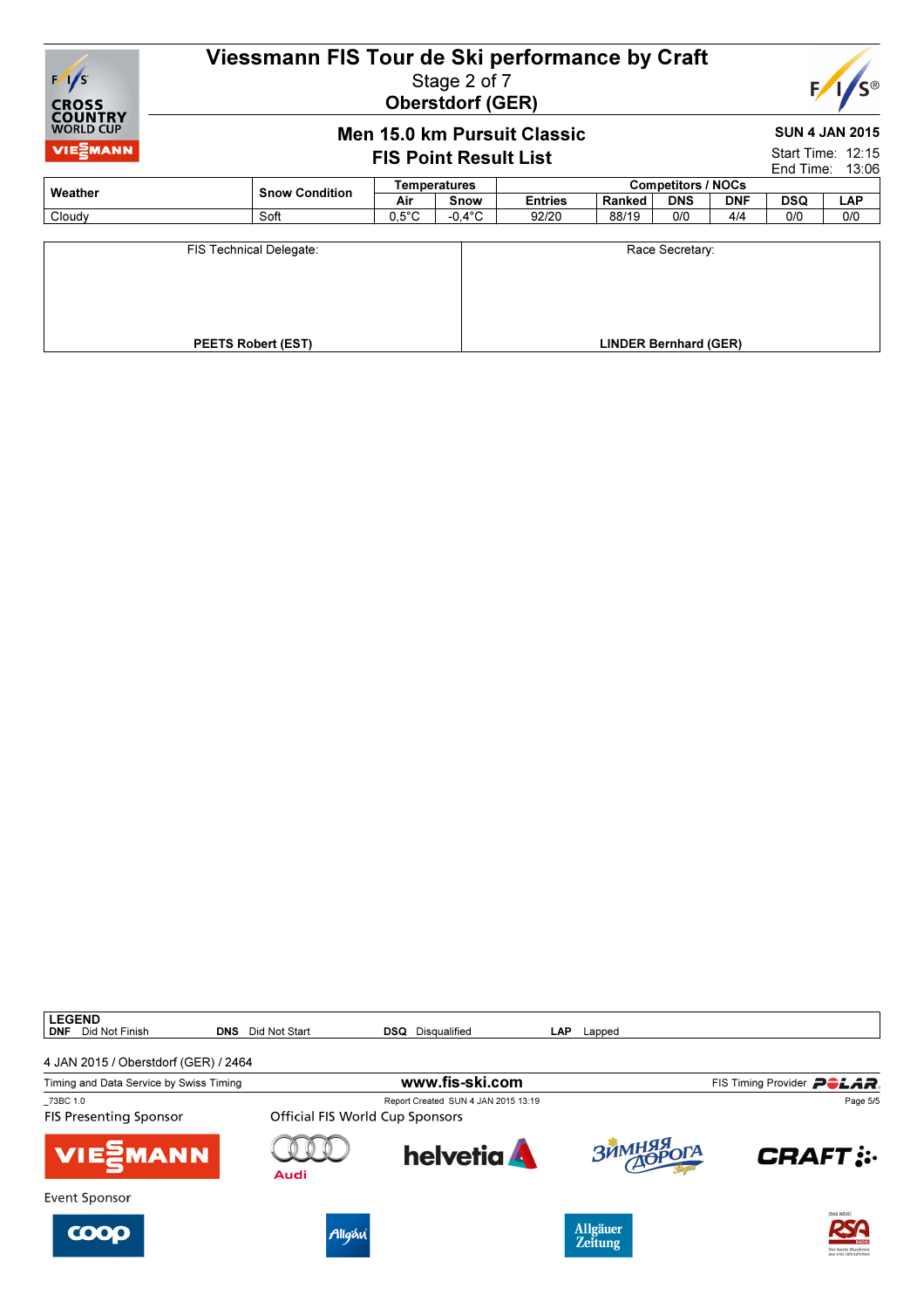# Viessmann FIS Tour de Ski performance by Craft

Stage 2 of 7

Oberstdorf (GER)

## Men 15.0 km Pursuit Classic

## FIS Point Result List

**SUN 4 JAN 2015**

Start Time: 12:15

End Time: 13:06

| Weather | Snow Condition | Temperatures | | Competitors / NOCs | | | | | |
|---|---|---|---|---|---|---|---|---|---|
| | | Air | Snow | Entries | Ranked | DNS | DNF | DSQ | LAP |
| Cloudy | Soft | 0,5°C | -0,4°C | 92/20 | 88/19 | 0/0 | 4/4 | 0/0 | 0/0 |

| FIS Technical Delegate: | Race Secretary: |
|---|---|
| **PEETS Robert (EST)** | **LINDER Bernhard (GER)** |

**LEGEND**

**DNF** Did Not Finish **DNS** Did Not Start **DSQ** Disqualified **LAP** Lapped

4 JAN 2015 / Oberstdorf (GER) / 2464

Timing and Data Service by Swiss Timing

www.fis-ski.com

FIS Timing Provider POLAR

_73BC 1.0

Report Created SUN 4 JAN 2015 13:19

FIS Presenting Sponsor

Official FIS World Cup Sponsors

Event Sponsor